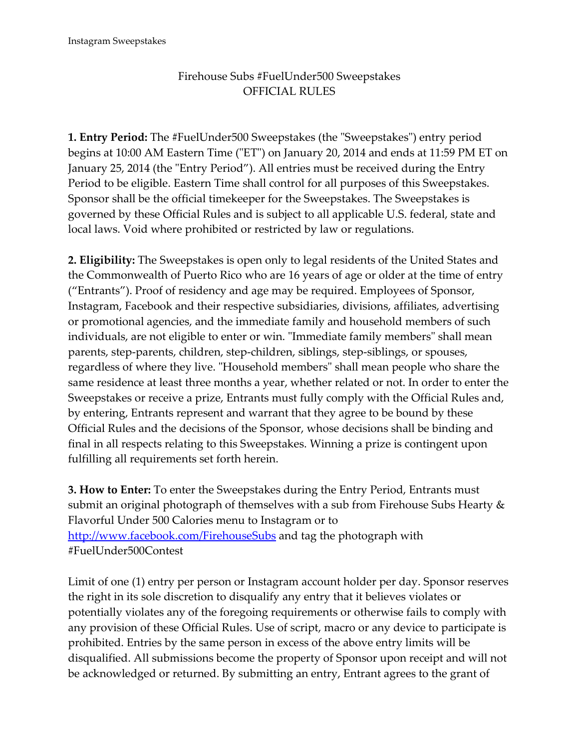# Firehouse Subs #FuelUnder500 Sweepstakes
## OFFICIAL RULES

**1. Entry Period:** The #FuelUnder500 Sweepstakes (the "Sweepstakes") entry period begins at 10:00 AM Eastern Time ("ET") on January 20, 2014 and ends at 11:59 PM ET on January 25, 2014 (the "Entry Period"). All entries must be received during the Entry Period to be eligible. Eastern Time shall control for all purposes of this Sweepstakes. Sponsor shall be the official timekeeper for the Sweepstakes. The Sweepstakes is governed by these Official Rules and is subject to all applicable U.S. federal, state and local laws. Void where prohibited or restricted by law or regulations.

**2. Eligibility:** The Sweepstakes is open only to legal residents of the United States and the Commonwealth of Puerto Rico who are 16 years of age or older at the time of entry ("Entrants"). Proof of residency and age may be required. Employees of Sponsor, Instagram, Facebook and their respective subsidiaries, divisions, affiliates, advertising or promotional agencies, and the immediate family and household members of such individuals, are not eligible to enter or win. "Immediate family members" shall mean parents, step-parents, children, step-children, siblings, step-siblings, or spouses, regardless of where they live. "Household members" shall mean people who share the same residence at least three months a year, whether related or not. In order to enter the Sweepstakes or receive a prize, Entrants must fully comply with the Official Rules and, by entering, Entrants represent and warrant that they agree to be bound by these Official Rules and the decisions of the Sponsor, whose decisions shall be binding and final in all respects relating to this Sweepstakes. Winning a prize is contingent upon fulfilling all requirements set forth herein.

**3. How to Enter:** To enter the Sweepstakes during the Entry Period, Entrants must submit an original photograph of themselves with a sub from Firehouse Subs Hearty & Flavorful Under 500 Calories menu to Instagram or to [http://www.facebook.com/FirehouseSubs](http://www.facebook.com/FirehouseSubs) and tag the photograph with #FuelUnder500Contest

Limit of one (1) entry per person or Instagram account holder per day. Sponsor reserves the right in its sole discretion to disqualify any entry that it believes violates or potentially violates any of the foregoing requirements or otherwise fails to comply with any provision of these Official Rules. Use of script, macro or any device to participate is prohibited. Entries by the same person in excess of the above entry limits will be disqualified. All submissions become the property of Sponsor upon receipt and will not be acknowledged or returned. By submitting an entry, Entrant agrees to the grant of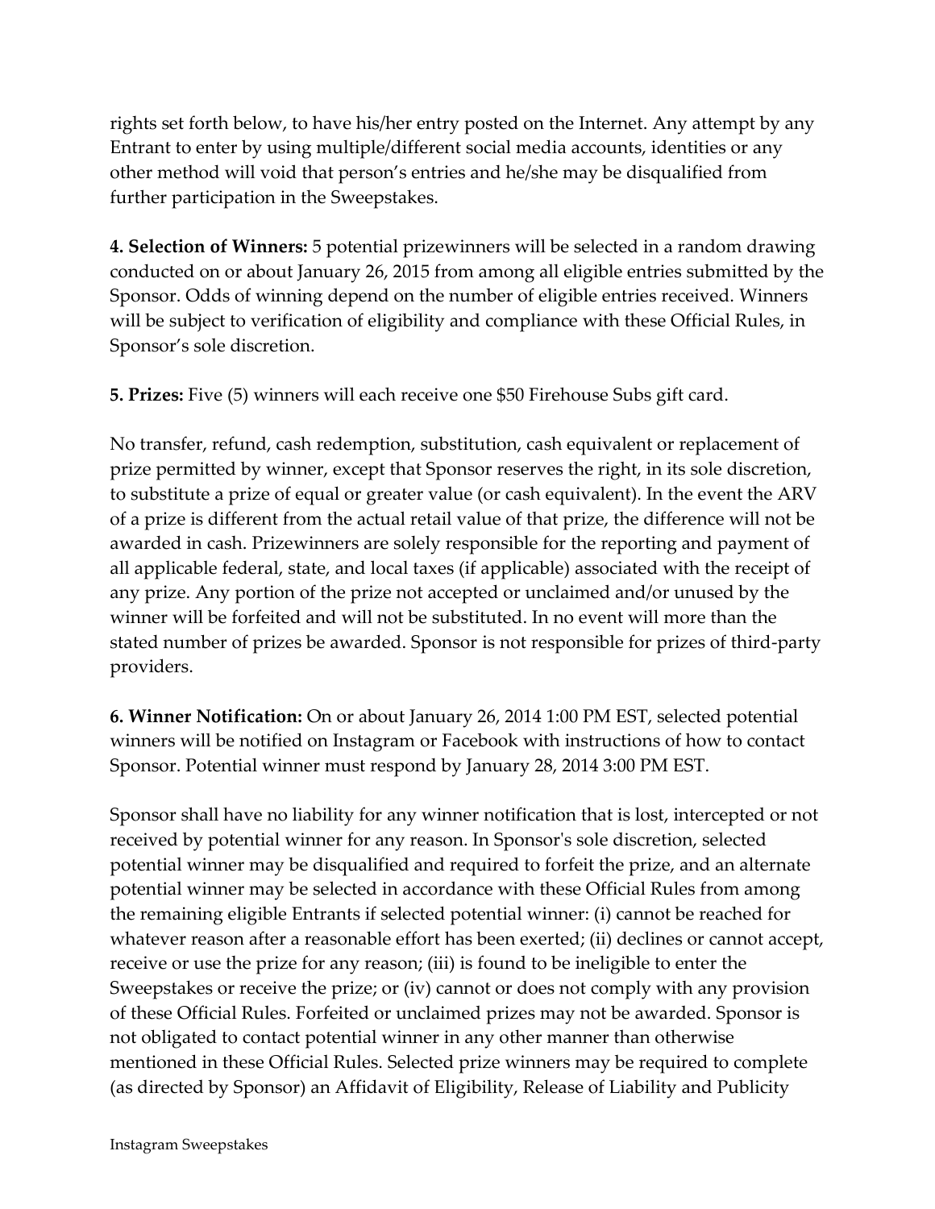rights set forth below, to have his/her entry posted on the Internet. Any attempt by any Entrant to enter by using multiple/different social media accounts, identities or any other method will void that person's entries and he/she may be disqualified from further participation in the Sweepstakes.

**4. Selection of Winners:** 5 potential prizewinners will be selected in a random drawing conducted on or about January 26, 2015 from among all eligible entries submitted by the Sponsor. Odds of winning depend on the number of eligible entries received. Winners will be subject to verification of eligibility and compliance with these Official Rules, in Sponsor's sole discretion.

**5. Prizes:** Five (5) winners will each receive one $50 Firehouse Subs gift card.

No transfer, refund, cash redemption, substitution, cash equivalent or replacement of prize permitted by winner, except that Sponsor reserves the right, in its sole discretion, to substitute a prize of equal or greater value (or cash equivalent). In the event the ARV of a prize is different from the actual retail value of that prize, the difference will not be awarded in cash. Prizewinners are solely responsible for the reporting and payment of all applicable federal, state, and local taxes (if applicable) associated with the receipt of any prize. Any portion of the prize not accepted or unclaimed and/or unused by the winner will be forfeited and will not be substituted. In no event will more than the stated number of prizes be awarded. Sponsor is not responsible for prizes of third-party providers.

**6. Winner Notification:** On or about January 26, 2014 1:00 PM EST, selected potential winners will be notified on Instagram or Facebook with instructions of how to contact Sponsor. Potential winner must respond by January 28, 2014 3:00 PM EST.

Sponsor shall have no liability for any winner notification that is lost, intercepted or not received by potential winner for any reason. In Sponsor's sole discretion, selected potential winner may be disqualified and required to forfeit the prize, and an alternate potential winner may be selected in accordance with these Official Rules from among the remaining eligible Entrants if selected potential winner: (i) cannot be reached for whatever reason after a reasonable effort has been exerted; (ii) declines or cannot accept, receive or use the prize for any reason; (iii) is found to be ineligible to enter the Sweepstakes or receive the prize; or (iv) cannot or does not comply with any provision of these Official Rules. Forfeited or unclaimed prizes may not be awarded. Sponsor is not obligated to contact potential winner in any other manner than otherwise mentioned in these Official Rules. Selected prize winners may be required to complete (as directed by Sponsor) an Affidavit of Eligibility, Release of Liability and Publicity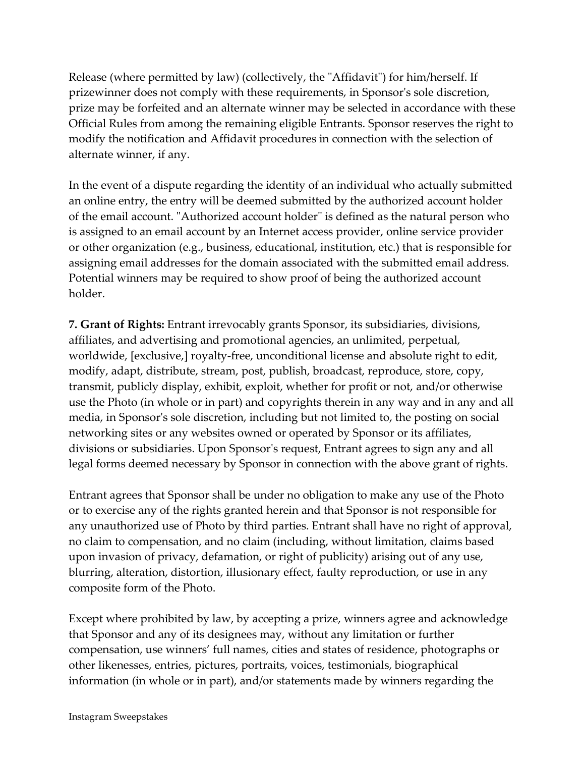Release (where permitted by law) (collectively, the "Affidavit") for him/herself. If prizewinner does not comply with these requirements, in Sponsor's sole discretion, prize may be forfeited and an alternate winner may be selected in accordance with these Official Rules from among the remaining eligible Entrants. Sponsor reserves the right to modify the notification and Affidavit procedures in connection with the selection of alternate winner, if any.

In the event of a dispute regarding the identity of an individual who actually submitted an online entry, the entry will be deemed submitted by the authorized account holder of the email account. "Authorized account holder" is defined as the natural person who is assigned to an email account by an Internet access provider, online service provider or other organization (e.g., business, educational, institution, etc.) that is responsible for assigning email addresses for the domain associated with the submitted email address. Potential winners may be required to show proof of being the authorized account holder.

**7. Grant of Rights:** Entrant irrevocably grants Sponsor, its subsidiaries, divisions, affiliates, and advertising and promotional agencies, an unlimited, perpetual, worldwide, [exclusive,] royalty-free, unconditional license and absolute right to edit, modify, adapt, distribute, stream, post, publish, broadcast, reproduce, store, copy, transmit, publicly display, exhibit, exploit, whether for profit or not, and/or otherwise use the Photo (in whole or in part) and copyrights therein in any way and in any and all media, in Sponsor's sole discretion, including but not limited to, the posting on social networking sites or any websites owned or operated by Sponsor or its affiliates, divisions or subsidiaries. Upon Sponsor's request, Entrant agrees to sign any and all legal forms deemed necessary by Sponsor in connection with the above grant of rights.

Entrant agrees that Sponsor shall be under no obligation to make any use of the Photo or to exercise any of the rights granted herein and that Sponsor is not responsible for any unauthorized use of Photo by third parties. Entrant shall have no right of approval, no claim to compensation, and no claim (including, without limitation, claims based upon invasion of privacy, defamation, or right of publicity) arising out of any use, blurring, alteration, distortion, illusionary effect, faulty reproduction, or use in any composite form of the Photo.

Except where prohibited by law, by accepting a prize, winners agree and acknowledge that Sponsor and any of its designees may, without any limitation or further compensation, use winners' full names, cities and states of residence, photographs or other likenesses, entries, pictures, portraits, voices, testimonials, biographical information (in whole or in part), and/or statements made by winners regarding the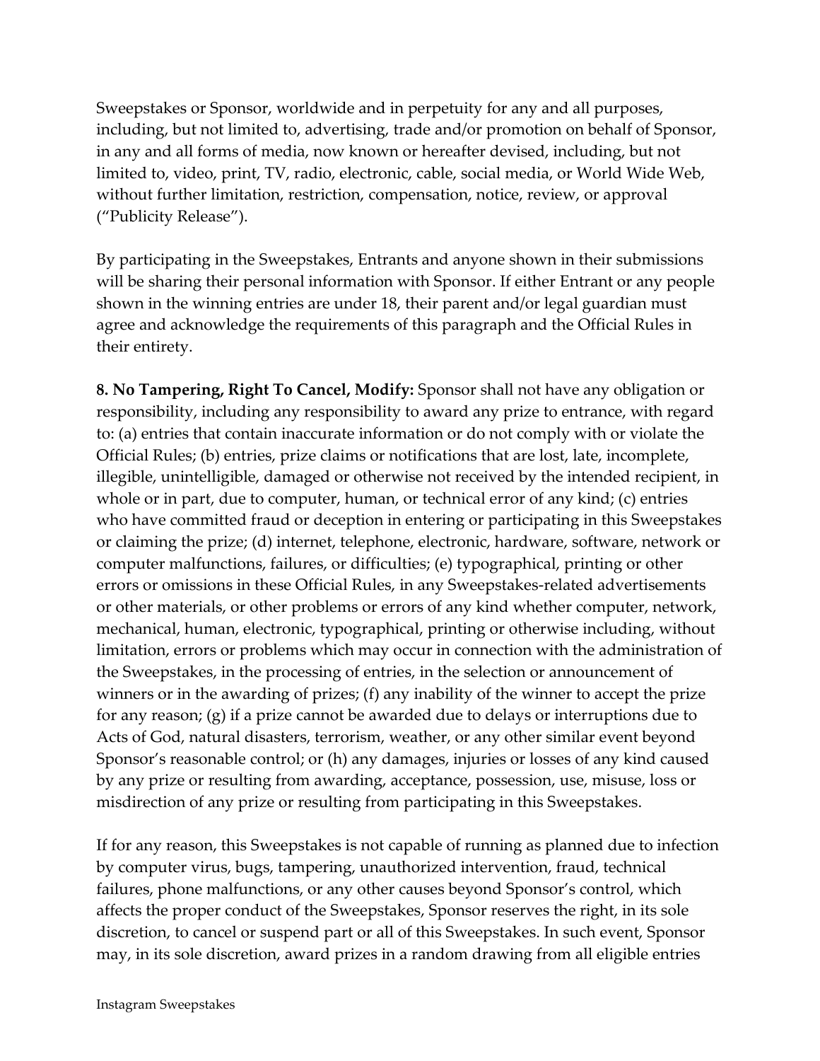Sweepstakes or Sponsor, worldwide and in perpetuity for any and all purposes, including, but not limited to, advertising, trade and/or promotion on behalf of Sponsor, in any and all forms of media, now known or hereafter devised, including, but not limited to, video, print, TV, radio, electronic, cable, social media, or World Wide Web, without further limitation, restriction, compensation, notice, review, or approval ("Publicity Release").

By participating in the Sweepstakes, Entrants and anyone shown in their submissions will be sharing their personal information with Sponsor. If either Entrant or any people shown in the winning entries are under 18, their parent and/or legal guardian must agree and acknowledge the requirements of this paragraph and the Official Rules in their entirety.

**8. No Tampering, Right To Cancel, Modify:** Sponsor shall not have any obligation or responsibility, including any responsibility to award any prize to entrance, with regard to: (a) entries that contain inaccurate information or do not comply with or violate the Official Rules; (b) entries, prize claims or notifications that are lost, late, incomplete, illegible, unintelligible, damaged or otherwise not received by the intended recipient, in whole or in part, due to computer, human, or technical error of any kind; (c) entries who have committed fraud or deception in entering or participating in this Sweepstakes or claiming the prize; (d) internet, telephone, electronic, hardware, software, network or computer malfunctions, failures, or difficulties; (e) typographical, printing or other errors or omissions in these Official Rules, in any Sweepstakes-related advertisements or other materials, or other problems or errors of any kind whether computer, network, mechanical, human, electronic, typographical, printing or otherwise including, without limitation, errors or problems which may occur in connection with the administration of the Sweepstakes, in the processing of entries, in the selection or announcement of winners or in the awarding of prizes; (f) any inability of the winner to accept the prize for any reason; (g) if a prize cannot be awarded due to delays or interruptions due to Acts of God, natural disasters, terrorism, weather, or any other similar event beyond Sponsor's reasonable control; or (h) any damages, injuries or losses of any kind caused by any prize or resulting from awarding, acceptance, possession, use, misuse, loss or misdirection of any prize or resulting from participating in this Sweepstakes.

If for any reason, this Sweepstakes is not capable of running as planned due to infection by computer virus, bugs, tampering, unauthorized intervention, fraud, technical failures, phone malfunctions, or any other causes beyond Sponsor's control, which affects the proper conduct of the Sweepstakes, Sponsor reserves the right, in its sole discretion, to cancel or suspend part or all of this Sweepstakes. In such event, Sponsor may, in its sole discretion, award prizes in a random drawing from all eligible entries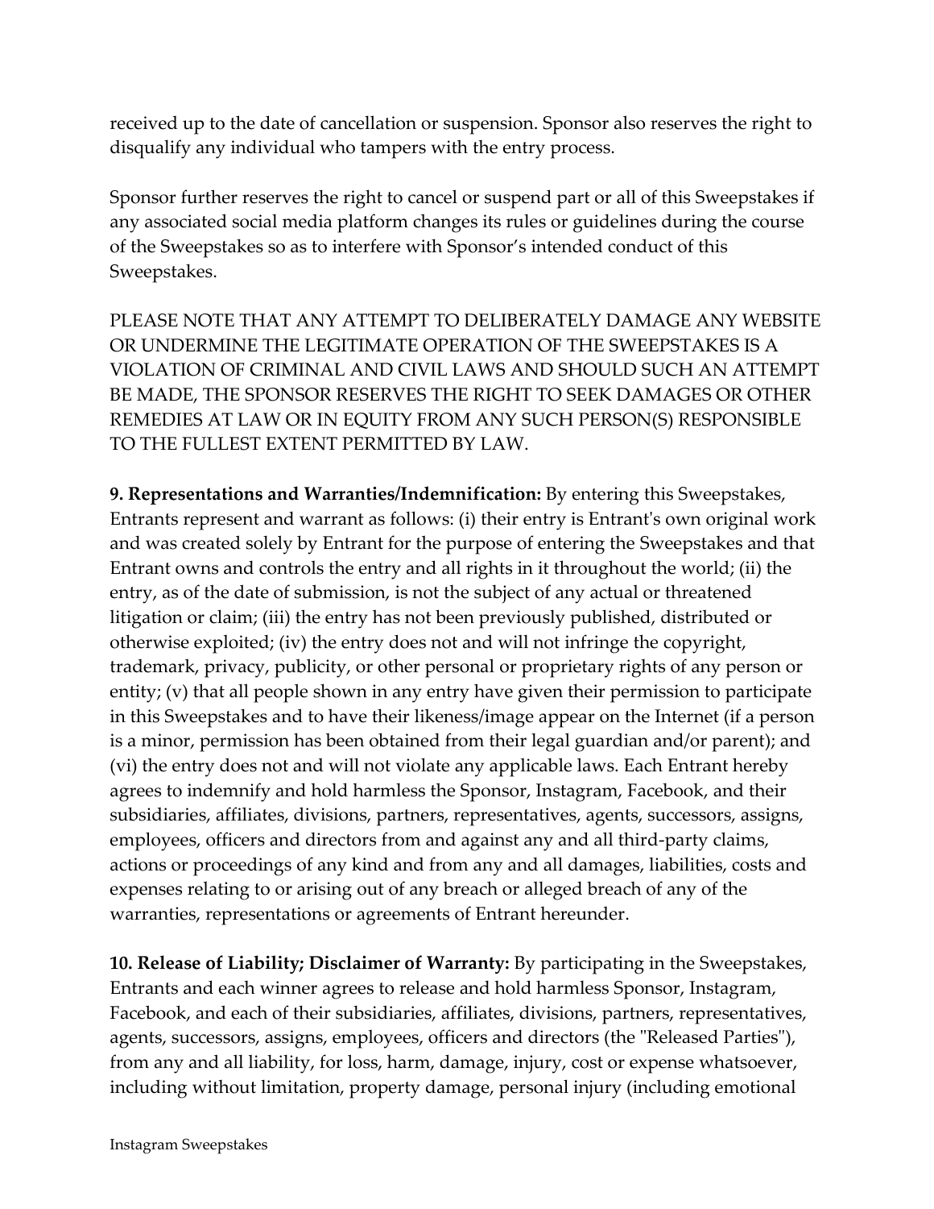received up to the date of cancellation or suspension. Sponsor also reserves the right to disqualify any individual who tampers with the entry process.

Sponsor further reserves the right to cancel or suspend part or all of this Sweepstakes if any associated social media platform changes its rules or guidelines during the course of the Sweepstakes so as to interfere with Sponsor's intended conduct of this Sweepstakes.

PLEASE NOTE THAT ANY ATTEMPT TO DELIBERATELY DAMAGE ANY WEBSITE OR UNDERMINE THE LEGITIMATE OPERATION OF THE SWEEPSTAKES IS A VIOLATION OF CRIMINAL AND CIVIL LAWS AND SHOULD SUCH AN ATTEMPT BE MADE, THE SPONSOR RESERVES THE RIGHT TO SEEK DAMAGES OR OTHER REMEDIES AT LAW OR IN EQUITY FROM ANY SUCH PERSON(S) RESPONSIBLE TO THE FULLEST EXTENT PERMITTED BY LAW.

**9. Representations and Warranties/Indemnification:** By entering this Sweepstakes, Entrants represent and warrant as follows: (i) their entry is Entrant's own original work and was created solely by Entrant for the purpose of entering the Sweepstakes and that Entrant owns and controls the entry and all rights in it throughout the world; (ii) the entry, as of the date of submission, is not the subject of any actual or threatened litigation or claim; (iii) the entry has not been previously published, distributed or otherwise exploited; (iv) the entry does not and will not infringe the copyright, trademark, privacy, publicity, or other personal or proprietary rights of any person or entity; (v) that all people shown in any entry have given their permission to participate in this Sweepstakes and to have their likeness/image appear on the Internet (if a person is a minor, permission has been obtained from their legal guardian and/or parent); and (vi) the entry does not and will not violate any applicable laws. Each Entrant hereby agrees to indemnify and hold harmless the Sponsor, Instagram, Facebook, and their subsidiaries, affiliates, divisions, partners, representatives, agents, successors, assigns, employees, officers and directors from and against any and all third-party claims, actions or proceedings of any kind and from any and all damages, liabilities, costs and expenses relating to or arising out of any breach or alleged breach of any of the warranties, representations or agreements of Entrant hereunder.

**10. Release of Liability; Disclaimer of Warranty:** By participating in the Sweepstakes, Entrants and each winner agrees to release and hold harmless Sponsor, Instagram, Facebook, and each of their subsidiaries, affiliates, divisions, partners, representatives, agents, successors, assigns, employees, officers and directors (the "Released Parties"), from any and all liability, for loss, harm, damage, injury, cost or expense whatsoever, including without limitation, property damage, personal injury (including emotional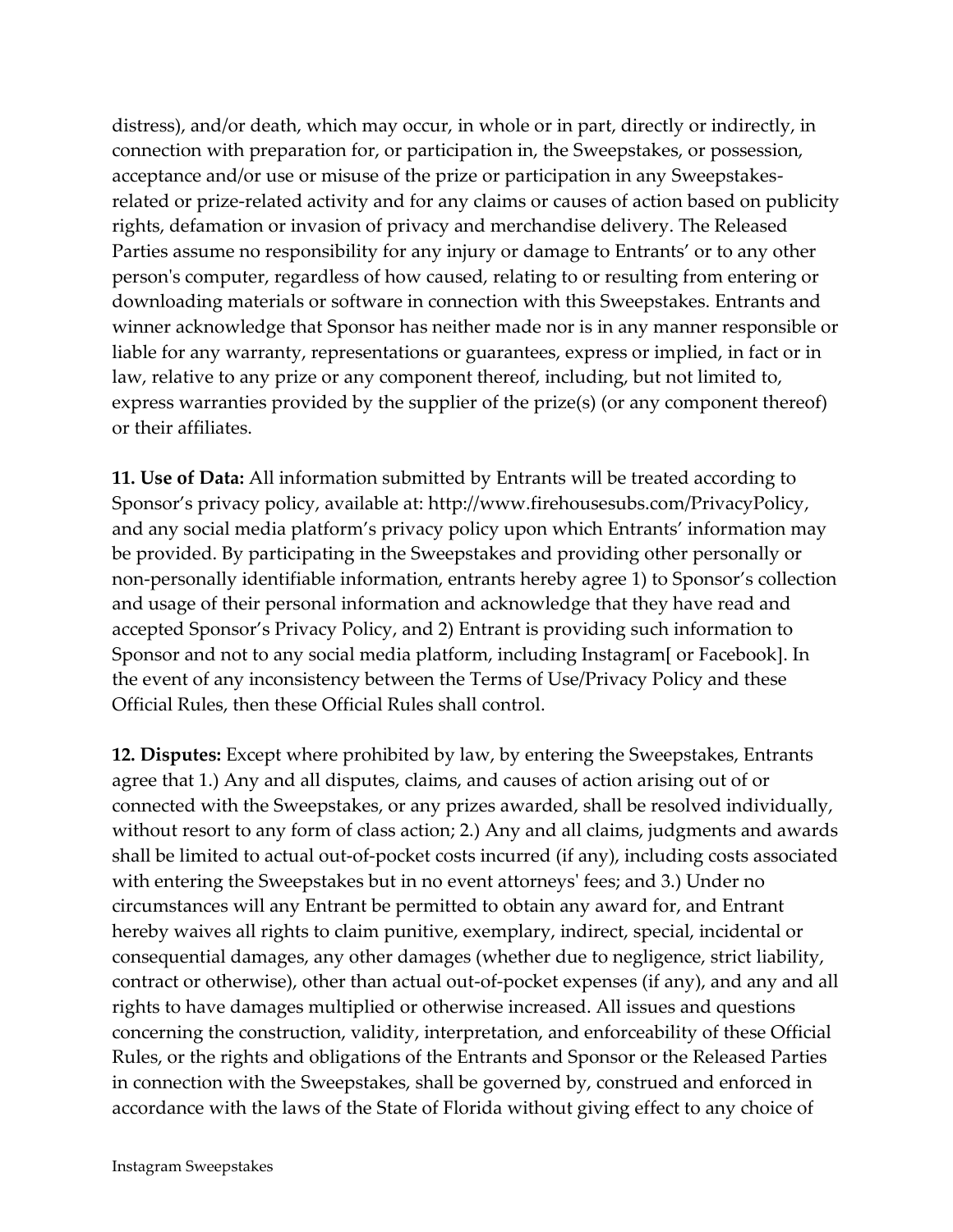distress), and/or death, which may occur, in whole or in part, directly or indirectly, in connection with preparation for, or participation in, the Sweepstakes, or possession, acceptance and/or use or misuse of the prize or participation in any Sweepstakes-related or prize-related activity and for any claims or causes of action based on publicity rights, defamation or invasion of privacy and merchandise delivery. The Released Parties assume no responsibility for any injury or damage to Entrants' or to any other person's computer, regardless of how caused, relating to or resulting from entering or downloading materials or software in connection with this Sweepstakes. Entrants and winner acknowledge that Sponsor has neither made nor is in any manner responsible or liable for any warranty, representations or guarantees, express or implied, in fact or in law, relative to any prize or any component thereof, including, but not limited to, express warranties provided by the supplier of the prize(s) (or any component thereof) or their affiliates.

**11. Use of Data:** All information submitted by Entrants will be treated according to Sponsor's privacy policy, available at: http://www.firehousesubs.com/PrivacyPolicy, and any social media platform's privacy policy upon which Entrants' information may be provided. By participating in the Sweepstakes and providing other personally or non-personally identifiable information, entrants hereby agree 1) to Sponsor's collection and usage of their personal information and acknowledge that they have read and accepted Sponsor's Privacy Policy, and 2) Entrant is providing such information to Sponsor and not to any social media platform, including Instagram[ or Facebook]. In the event of any inconsistency between the Terms of Use/Privacy Policy and these Official Rules, then these Official Rules shall control.

**12. Disputes:** Except where prohibited by law, by entering the Sweepstakes, Entrants agree that 1.) Any and all disputes, claims, and causes of action arising out of or connected with the Sweepstakes, or any prizes awarded, shall be resolved individually, without resort to any form of class action; 2.) Any and all claims, judgments and awards shall be limited to actual out-of-pocket costs incurred (if any), including costs associated with entering the Sweepstakes but in no event attorneys' fees; and 3.) Under no circumstances will any Entrant be permitted to obtain any award for, and Entrant hereby waives all rights to claim punitive, exemplary, indirect, special, incidental or consequential damages, any other damages (whether due to negligence, strict liability, contract or otherwise), other than actual out-of-pocket expenses (if any), and any and all rights to have damages multiplied or otherwise increased. All issues and questions concerning the construction, validity, interpretation, and enforceability of these Official Rules, or the rights and obligations of the Entrants and Sponsor or the Released Parties in connection with the Sweepstakes, shall be governed by, construed and enforced in accordance with the laws of the State of Florida without giving effect to any choice of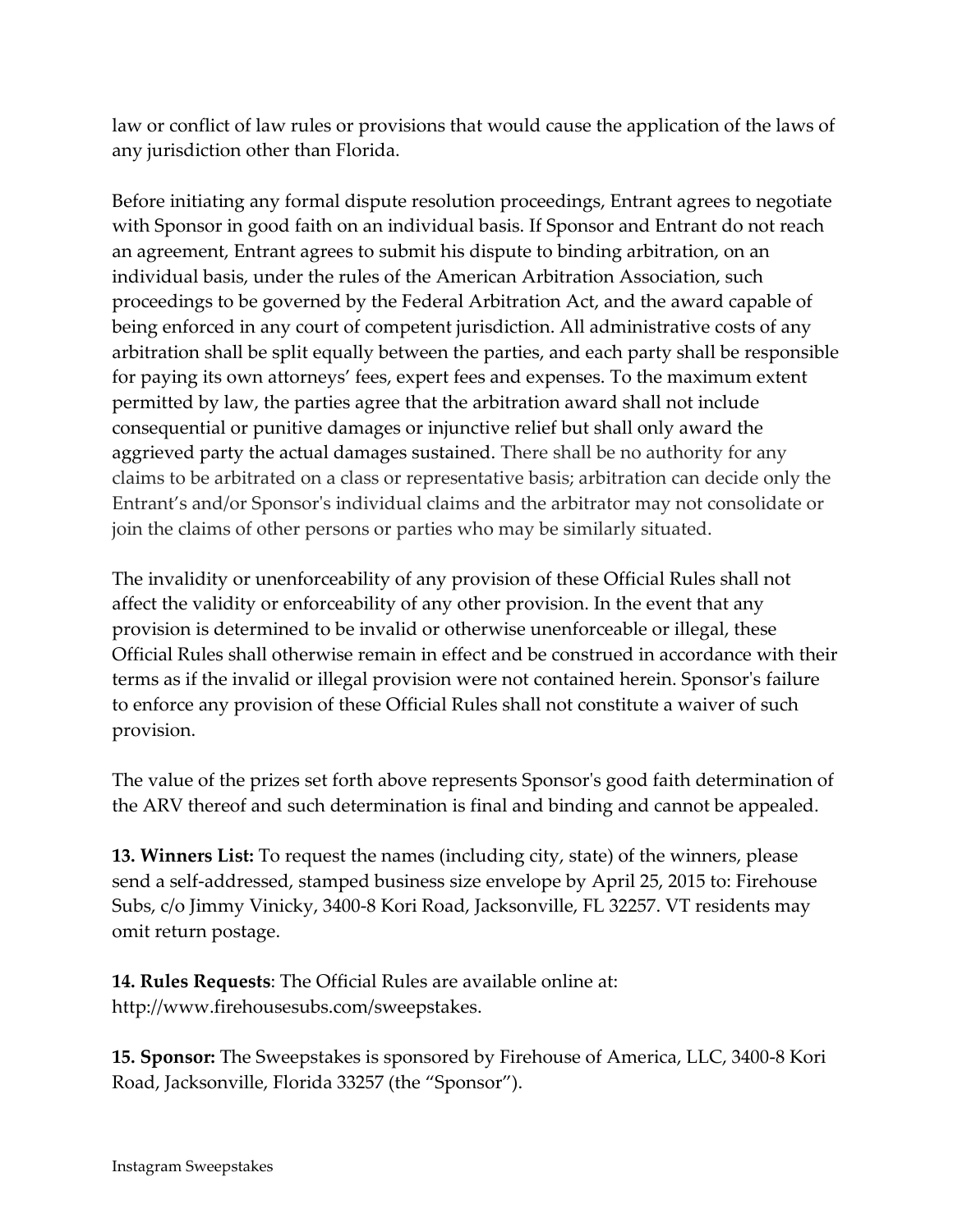law or conflict of law rules or provisions that would cause the application of the laws of any jurisdiction other than Florida.

Before initiating any formal dispute resolution proceedings, Entrant agrees to negotiate with Sponsor in good faith on an individual basis. If Sponsor and Entrant do not reach an agreement, Entrant agrees to submit his dispute to binding arbitration, on an individual basis, under the rules of the American Arbitration Association, such proceedings to be governed by the Federal Arbitration Act, and the award capable of being enforced in any court of competent jurisdiction. All administrative costs of any arbitration shall be split equally between the parties, and each party shall be responsible for paying its own attorneys' fees, expert fees and expenses. To the maximum extent permitted by law, the parties agree that the arbitration award shall not include consequential or punitive damages or injunctive relief but shall only award the aggrieved party the actual damages sustained. There shall be no authority for any claims to be arbitrated on a class or representative basis; arbitration can decide only the Entrant's and/or Sponsor's individual claims and the arbitrator may not consolidate or join the claims of other persons or parties who may be similarly situated.

The invalidity or unenforceability of any provision of these Official Rules shall not affect the validity or enforceability of any other provision. In the event that any provision is determined to be invalid or otherwise unenforceable or illegal, these Official Rules shall otherwise remain in effect and be construed in accordance with their terms as if the invalid or illegal provision were not contained herein. Sponsor's failure to enforce any provision of these Official Rules shall not constitute a waiver of such provision.

The value of the prizes set forth above represents Sponsor's good faith determination of the ARV thereof and such determination is final and binding and cannot be appealed.

**13. Winners List:** To request the names (including city, state) of the winners, please send a self-addressed, stamped business size envelope by April 25, 2015 to: Firehouse Subs, c/o Jimmy Vinicky, 3400-8 Kori Road, Jacksonville, FL 32257. VT residents may omit return postage.

**14. Rules Requests**: The Official Rules are available online at: http://www.firehousesubs.com/sweepstakes.

**15. Sponsor:** The Sweepstakes is sponsored by Firehouse of America, LLC, 3400-8 Kori Road, Jacksonville, Florida 33257 (the "Sponsor").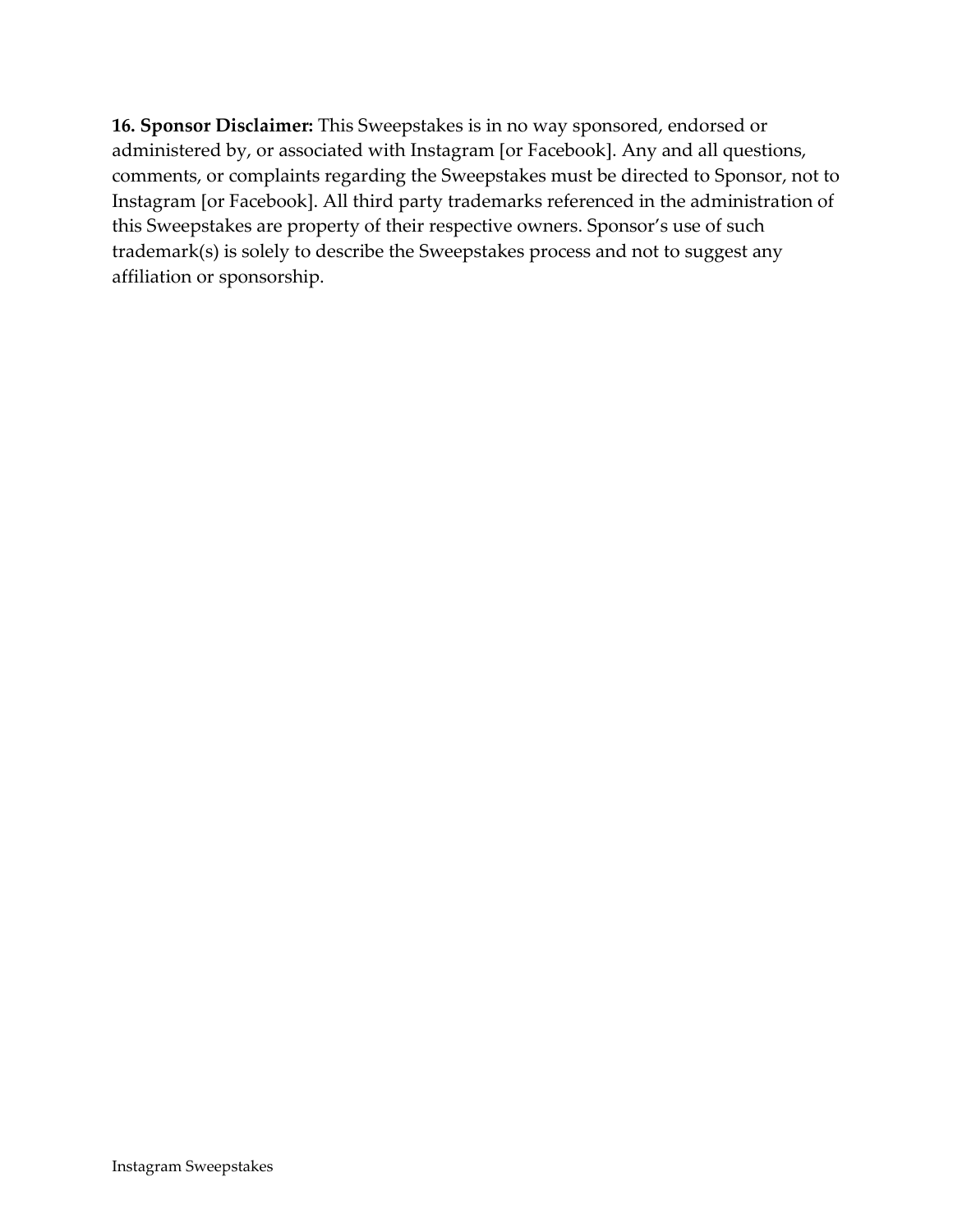**16. Sponsor Disclaimer:** This Sweepstakes is in no way sponsored, endorsed or administered by, or associated with Instagram [or Facebook]. Any and all questions, comments, or complaints regarding the Sweepstakes must be directed to Sponsor, not to Instagram [or Facebook]. All third party trademarks referenced in the administration of this Sweepstakes are property of their respective owners. Sponsor's use of such trademark(s) is solely to describe the Sweepstakes process and not to suggest any affiliation or sponsorship.